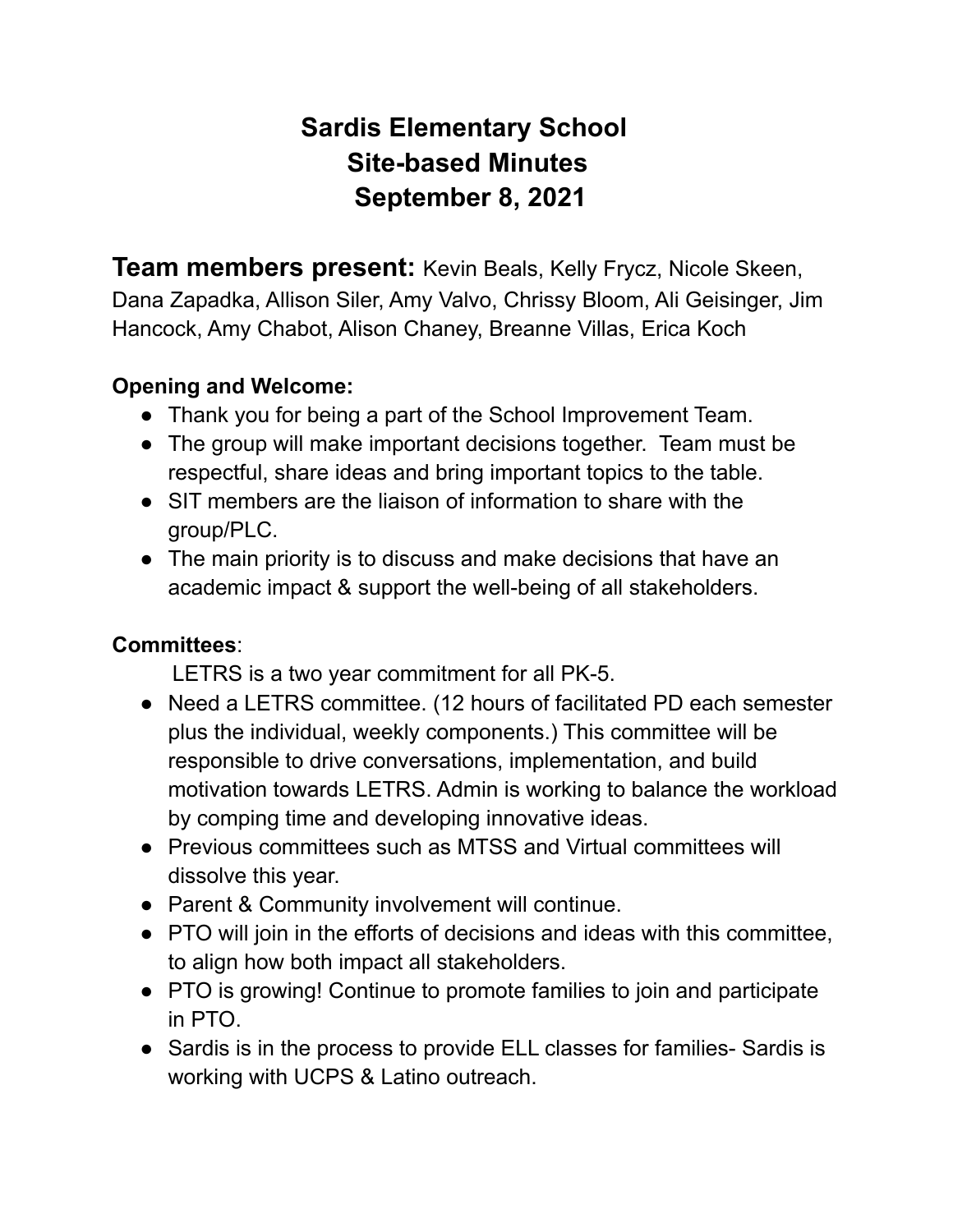# Sardis Elementary School
# Site-based Minutes
# September 8, 2021

**Team members present:** Kevin Beals, Kelly Frycz, Nicole Skeen, Dana Zapadka, Allison Siler, Amy Valvo, Chrissy Bloom, Ali Geisinger, Jim Hancock, Amy Chabot, Alison Chaney, Breanne Villas, Erica Koch

**Opening and Welcome:**

- Thank you for being a part of the School Improvement Team.
- The group will make important decisions together. Team must be respectful, share ideas and bring important topics to the table.
- SIT members are the liaison of information to share with the group/PLC.
- The main priority is to discuss and make decisions that have an academic impact & support the well-being of all stakeholders.

**Committees**:

LETRS is a two year commitment for all PK-5.

- Need a LETRS committee. (12 hours of facilitated PD each semester plus the individual, weekly components.) This committee will be responsible to drive conversations, implementation, and build motivation towards LETRS. Admin is working to balance the workload by comping time and developing innovative ideas.
- Previous committees such as MTSS and Virtual committees will dissolve this year.
- Parent & Community involvement will continue.
- PTO will join in the efforts of decisions and ideas with this committee, to align how both impact all stakeholders.
- PTO is growing! Continue to promote families to join and participate in PTO.
- Sardis is in the process to provide ELL classes for families- Sardis is working with UCPS & Latino outreach.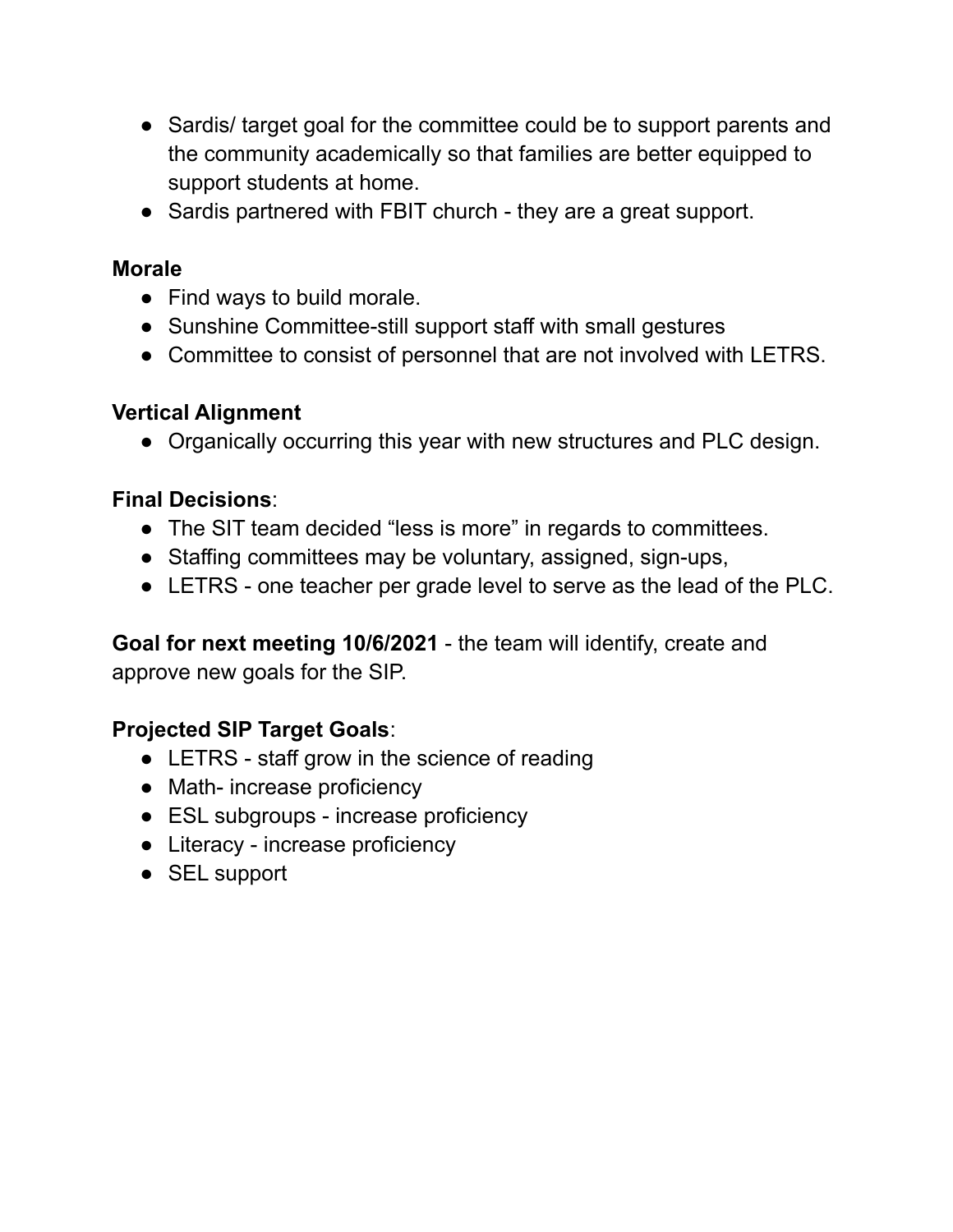- Sardis/ target goal for the committee could be to support parents and the community academically so that families are better equipped to support students at home.
- Sardis partnered with FBIT church - they are a great support.

**Morale**

- Find ways to build morale.
- Sunshine Committee-still support staff with small gestures
- Committee to consist of personnel that are not involved with LETRS.

**Vertical Alignment**

- Organically occurring this year with new structures and PLC design.

**Final Decisions**:

- The SIT team decided "less is more" in regards to committees.
- Staffing committees may be voluntary, assigned, sign-ups,
- LETRS - one teacher per grade level to serve as the lead of the PLC.

**Goal for next meeting 10/6/2021** - the team will identify, create and approve new goals for the SIP.

**Projected SIP Target Goals**:

- LETRS - staff grow in the science of reading
- Math- increase proficiency
- ESL subgroups - increase proficiency
- Literacy - increase proficiency
- SEL support